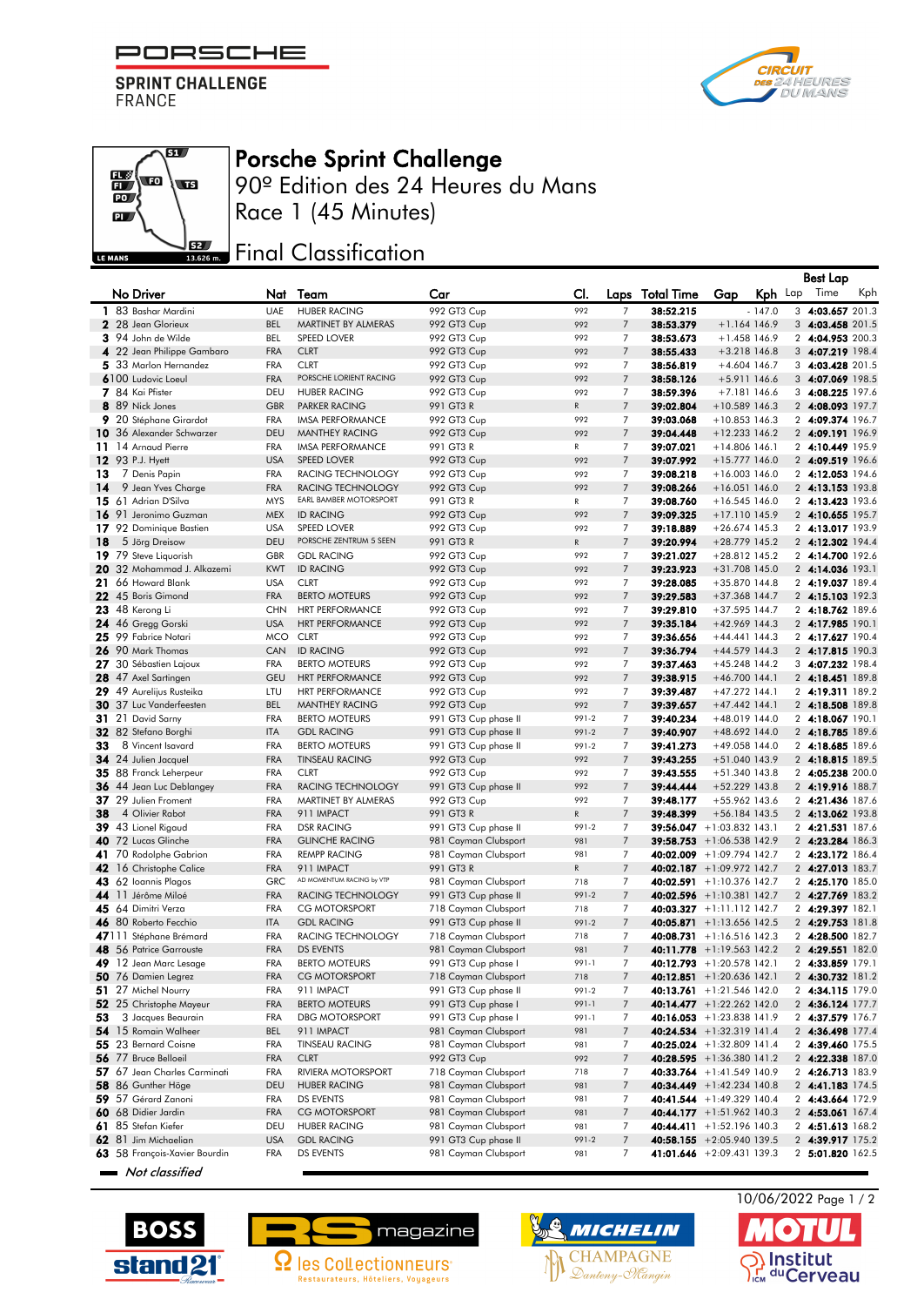PORSCHE SPRINT CHALLENGE FRANCE

# Porsche Sprint Challenge

## 90º Edition des 24 Heures du Mans

## Race 1 (45 Minutes)

## Final Classification

| | No | Driver | Nat | Team | Car | Cl. | Laps | Total Time | Gap | Kph | Best Lap Lap | Best Lap Time | Best Lap Kph |
|---|---|---|---|---|---|---|---|---|---|---|---|---|---|
| 1 | 83 | Bashar Mardini | UAE | HUBER RACING | 992 GT3 Cup | 992 | 7 | 38:52.215 | - | 147.0 | 3 | 4:03.657 | 201.3 |
| 2 | 28 | Jean Glorieux | BEL | MARTINET BY ALMERAS | 992 GT3 Cup | 992 | 7 | 38:53.379 | +1.164 | 146.9 | 3 | 4:03.458 | 201.5 |
| 3 | 94 | John de Wilde | BEL | SPEED LOVER | 992 GT3 Cup | 992 | 7 | 38:53.673 | +1.458 | 146.9 | 2 | 4:04.953 | 200.3 |
| 4 | 22 | Jean Philippe Gambaro | FRA | CLRT | 992 GT3 Cup | 992 | 7 | 38:55.433 | +3.218 | 146.8 | 3 | 4:07.219 | 198.4 |
| 5 | 33 | Marlon Hernandez | FRA | CLRT | 992 GT3 Cup | 992 | 7 | 38:56.819 | +4.604 | 146.7 | 3 | 4:03.428 | 201.5 |
| 6 | 100 | Ludovic Loeul | FRA | PORSCHE LORIENT RACING | 992 GT3 Cup | 992 | 7 | 38:58.126 | +5.911 | 146.6 | 3 | 4:07.069 | 198.5 |
| 7 | 84 | Kai Pfister | DEU | HUBER RACING | 992 GT3 Cup | 992 | 7 | 38:59.396 | +7.181 | 146.6 | 3 | 4:08.225 | 197.6 |
| 8 | 89 | Nick Jones | GBR | PARKER RACING | 991 GT3 R | R | 7 | 39:02.804 | +10.589 | 146.3 | 2 | 4:08.093 | 197.7 |
| 9 | 20 | Stéphane Girardot | FRA | IMSA PERFORMANCE | 992 GT3 Cup | 992 | 7 | 39:03.068 | +10.853 | 146.3 | 2 | 4:09.374 | 196.7 |
| 10 | 36 | Alexander Schwarzer | DEU | MANTHEY RACING | 992 GT3 Cup | 992 | 7 | 39:04.448 | +12.233 | 146.2 | 2 | 4:09.191 | 196.9 |
| 11 | 14 | Arnaud Pierre | FRA | IMSA PERFORMANCE | 991 GT3 R | R | 7 | 39:07.021 | +14.806 | 146.1 | 2 | 4:10.449 | 195.9 |
| 12 | 93 | P.J. Hyett | USA | SPEED LOVER | 992 GT3 Cup | 992 | 7 | 39:07.992 | +15.777 | 146.0 | 2 | 4:09.519 | 196.6 |
| 13 | 7 | Denis Papin | FRA | RACING TECHNOLOGY | 992 GT3 Cup | 992 | 7 | 39:08.218 | +16.003 | 146.0 | 2 | 4:12.053 | 194.6 |
| 14 | 9 | Jean Yves Charge | FRA | RACING TECHNOLOGY | 992 GT3 Cup | 992 | 7 | 39:08.266 | +16.051 | 146.0 | 2 | 4:13.153 | 193.8 |
| 15 | 61 | Adrian D'Silva | MYS | EARL BAMBER MOTORSPORT | 991 GT3 R | R | 7 | 39:08.760 | +16.545 | 146.0 | 2 | 4:13.423 | 193.6 |
| 16 | 91 | Jeronimo Guzman | MEX | ID RACING | 992 GT3 Cup | 992 | 7 | 39:09.325 | +17.110 | 145.9 | 2 | 4:10.655 | 195.7 |
| 17 | 92 | Dominique Bastien | USA | SPEED LOVER | 992 GT3 Cup | 992 | 7 | 39:18.889 | +26.674 | 145.3 | 2 | 4:13.017 | 193.9 |
| 18 | 5 | Jörg Dreisow | DEU | PORSCHE ZENTRUM 5 SEEN | 991 GT3 R | R | 7 | 39:20.994 | +28.779 | 145.2 | 2 | 4:12.302 | 194.4 |
| 19 | 79 | Steve Liquorish | GBR | GDL RACING | 992 GT3 Cup | 992 | 7 | 39:21.027 | +28.812 | 145.2 | 2 | 4:14.700 | 192.6 |
| 20 | 32 | Mohammad J. Alkazemi | KWT | ID RACING | 992 GT3 Cup | 992 | 7 | 39:23.923 | +31.708 | 145.0 | 2 | 4:14.036 | 193.1 |
| 21 | 66 | Howard Blank | USA | CLRT | 992 GT3 Cup | 992 | 7 | 39:28.085 | +35.870 | 144.8 | 2 | 4:19.037 | 189.4 |
| 22 | 45 | Boris Gimond | FRA | BERTO MOTEURS | 992 GT3 Cup | 992 | 7 | 39:29.583 | +37.368 | 144.7 | 2 | 4:15.103 | 192.3 |
| 23 | 48 | Kerong Li | CHN | HRT PERFORMANCE | 992 GT3 Cup | 992 | 7 | 39:29.810 | +37.595 | 144.7 | 2 | 4:18.762 | 189.6 |
| 24 | 46 | Gregg Gorski | USA | HRT PERFORMANCE | 992 GT3 Cup | 992 | 7 | 39:35.184 | +42.969 | 144.3 | 2 | 4:17.985 | 190.1 |
| 25 | 99 | Fabrice Notari | MCO | CLRT | 992 GT3 Cup | 992 | 7 | 39:36.656 | +44.441 | 144.3 | 2 | 4:17.627 | 190.4 |
| 26 | 90 | Mark Thomas | CAN | ID RACING | 992 GT3 Cup | 992 | 7 | 39:36.794 | +44.579 | 144.3 | 2 | 4:17.815 | 190.3 |
| 27 | 30 | Sébastien Lajoux | FRA | BERTO MOTEURS | 992 GT3 Cup | 992 | 7 | 39:37.463 | +45.248 | 144.2 | 3 | 4:07.232 | 198.4 |
| 28 | 47 | Axel Sartingen | GEU | HRT PERFORMANCE | 992 GT3 Cup | 992 | 7 | 39:38.915 | +46.700 | 144.1 | 2 | 4:18.451 | 189.8 |
| 29 | 49 | Aurelijus Rusteika | LTU | HRT PERFORMANCE | 992 GT3 Cup | 992 | 7 | 39:39.487 | +47.272 | 144.1 | 2 | 4:19.311 | 189.2 |
| 30 | 37 | Luc Vanderfeesten | BEL | MANTHEY RACING | 992 GT3 Cup | 992 | 7 | 39:39.657 | +47.442 | 144.1 | 2 | 4:18.508 | 189.8 |
| 31 | 21 | David Sarny | FRA | BERTO MOTEURS | 991 GT3 Cup phase II | 991-2 | 7 | 39:40.234 | +48.019 | 144.0 | 2 | 4:18.067 | 190.1 |
| 32 | 82 | Stefano Borghi | ITA | GDL RACING | 991 GT3 Cup phase II | 991-2 | 7 | 39:40.907 | +48.692 | 144.0 | 2 | 4:18.785 | 189.6 |
| 33 | 8 | Vincent Isavard | FRA | BERTO MOTEURS | 991 GT3 Cup phase II | 991-2 | 7 | 39:41.273 | +49.058 | 144.0 | 2 | 4:18.685 | 189.6 |
| 34 | 24 | Julien Jacquel | FRA | TINSEAU RACING | 992 GT3 Cup | 992 | 7 | 39:43.255 | +51.040 | 143.9 | 2 | 4:18.815 | 189.5 |
| 35 | 88 | Franck Leherpeur | FRA | CLRT | 992 GT3 Cup | 992 | 7 | 39:43.555 | +51.340 | 143.8 | 2 | 4:05.238 | 200.0 |
| 36 | 44 | Jean Luc Deblangey | FRA | RACING TECHNOLOGY | 991 GT3 Cup phase II | 992 | 7 | 39:44.444 | +52.229 | 143.8 | 2 | 4:19.916 | 188.7 |
| 37 | 29 | Julien Froment | FRA | MARTINET BY ALMERAS | 992 GT3 Cup | 992 | 7 | 39:48.177 | +55.962 | 143.6 | 2 | 4:21.436 | 187.6 |
| 38 | 4 | Olivier Rabot | FRA | 911 IMPACT | 991 GT3 R | R | 7 | 39:48.399 | +56.184 | 143.5 | 2 | 4:13.062 | 193.8 |
| 39 | 43 | Lionel Rigaud | FRA | DSR RACING | 991 GT3 Cup phase II | 991-2 | 7 | 39:56.047 | +1:03.832 | 143.1 | 2 | 4:21.531 | 187.6 |
| 40 | 72 | Lucas Glinche | FRA | GLINCHE RACING | 981 Cayman Clubsport | 981 | 7 | 39:58.753 | +1:06.538 | 142.9 | 2 | 4:23.284 | 186.3 |
| 41 | 70 | Rodolphe Gabrion | FRA | REMPP RACING | 981 Cayman Clubsport | 981 | 7 | 40:02.009 | +1:09.794 | 142.7 | 2 | 4:23.172 | 186.4 |
| 42 | 16 | Christophe Calice | FRA | 911 IMPACT | 991 GT3 R | R | 7 | 40:02.187 | +1:09.972 | 142.7 | 2 | 4:27.013 | 183.7 |
| 43 | 62 | Ioannis Plagos | GRC | AD MOMENTUM RACING by VTP | 981 Cayman Clubsport | 718 | 7 | 40:02.591 | +1:10.376 | 142.7 | 2 | 4:25.170 | 185.0 |
| 44 | 11 | Jérôme Miloé | FRA | RACING TECHNOLOGY | 991 GT3 Cup phase II | 991-2 | 7 | 40:02.596 | +1:10.381 | 142.7 | 2 | 4:27.769 | 183.2 |
| 45 | 64 | Dimitri Verza | FRA | CG MOTORSPORT | 718 Cayman Clubsport | 718 | 7 | 40:03.327 | +1:11.112 | 142.7 | 2 | 4:29.397 | 182.1 |
| 46 | 80 | Roberto Fecchio | ITA | GDL RACING | 991 GT3 Cup phase II | 991-2 | 7 | 40:05.871 | +1:13.656 | 142.5 | 2 | 4:29.753 | 181.8 |
| 47 | 111 | Stéphane Brémard | FRA | RACING TECHNOLOGY | 718 Cayman Clubsport | 718 | 7 | 40:08.731 | +1:16.516 | 142.3 | 2 | 4:28.500 | 182.7 |
| 48 | 56 | Patrice Garrouste | FRA | DS EVENTS | 981 Cayman Clubsport | 981 | 7 | 40:11.778 | +1:19.563 | 142.2 | 2 | 4:29.551 | 182.0 |
| 49 | 12 | Jean Marc Lesage | FRA | BERTO MOTEURS | 991 GT3 Cup phase I | 991-1 | 7 | 40:12.793 | +1:20.578 | 142.1 | 2 | 4:33.859 | 179.1 |
| 50 | 76 | Damien Legrez | FRA | CG MOTORSPORT | 718 Cayman Clubsport | 718 | 7 | 40:12.851 | +1:20.636 | 142.1 | 2 | 4:30.732 | 181.2 |
| 51 | 27 | Michel Nourry | FRA | 911 IMPACT | 991 GT3 Cup phase II | 991-2 | 7 | 40:13.761 | +1:21.546 | 142.0 | 2 | 4:34.115 | 179.0 |
| 52 | 25 | Christophe Mayeur | FRA | BERTO MOTEURS | 991 GT3 Cup phase I | 991-1 | 7 | 40:14.477 | +1:22.262 | 142.0 | 2 | 4:36.124 | 177.7 |
| 53 | 3 | Jacques Beaurain | FRA | DBG MOTORSPORT | 991 GT3 Cup phase I | 991-1 | 7 | 40:16.053 | +1:23.838 | 141.9 | 2 | 4:37.579 | 176.7 |
| 54 | 15 | Romain Walheer | BEL | 911 IMPACT | 981 Cayman Clubsport | 981 | 7 | 40:24.534 | +1:32.319 | 141.4 | 2 | 4:36.498 | 177.4 |
| 55 | 23 | Bernard Coisne | FRA | TINSEAU RACING | 981 Cayman Clubsport | 981 | 7 | 40:25.024 | +1:32.809 | 141.4 | 2 | 4:39.460 | 175.5 |
| 56 | 77 | Bruce Belloeil | FRA | CLRT | 992 GT3 Cup | 992 | 7 | 40:28.595 | +1:36.380 | 141.2 | 2 | 4:22.338 | 187.0 |
| 57 | 67 | Jean Charles Carminati | FRA | RIVIERA MOTORSPORT | 718 Cayman Clubsport | 718 | 7 | 40:33.764 | +1:41.549 | 140.9 | 2 | 4:26.713 | 183.9 |
| 58 | 86 | Gunther Höge | DEU | HUBER RACING | 981 Cayman Clubsport | 981 | 7 | 40:34.449 | +1:42.234 | 140.8 | 2 | 4:41.183 | 174.5 |
| 59 | 57 | Gérard Zanoni | FRA | DS EVENTS | 981 Cayman Clubsport | 981 | 7 | 40:41.544 | +1:49.329 | 140.4 | 2 | 4:43.664 | 172.9 |
| 60 | 68 | Didier Jardin | FRA | CG MOTORSPORT | 981 Cayman Clubsport | 981 | 7 | 40:44.177 | +1:51.962 | 140.3 | 2 | 4:53.061 | 167.4 |
| 61 | 85 | Stefan Kiefer | DEU | HUBER RACING | 981 Cayman Clubsport | 981 | 7 | 40:44.411 | +1:52.196 | 140.3 | 2 | 4:51.613 | 168.2 |
| 62 | 81 | Jim Michaelian | USA | GDL RACING | 991 GT3 Cup phase II | 991-2 | 7 | 40:58.155 | +2:05.940 | 139.5 | 2 | 4:39.917 | 175.2 |
| 63 | 58 | François-Xavier Bourdin | FRA | DS EVENTS | 981 Cayman Clubsport | 981 | 7 | 41:01.646 | +2:09.431 | 139.3 | 2 | 5:01.820 | 162.5 |

*Not classified*

10/06/2022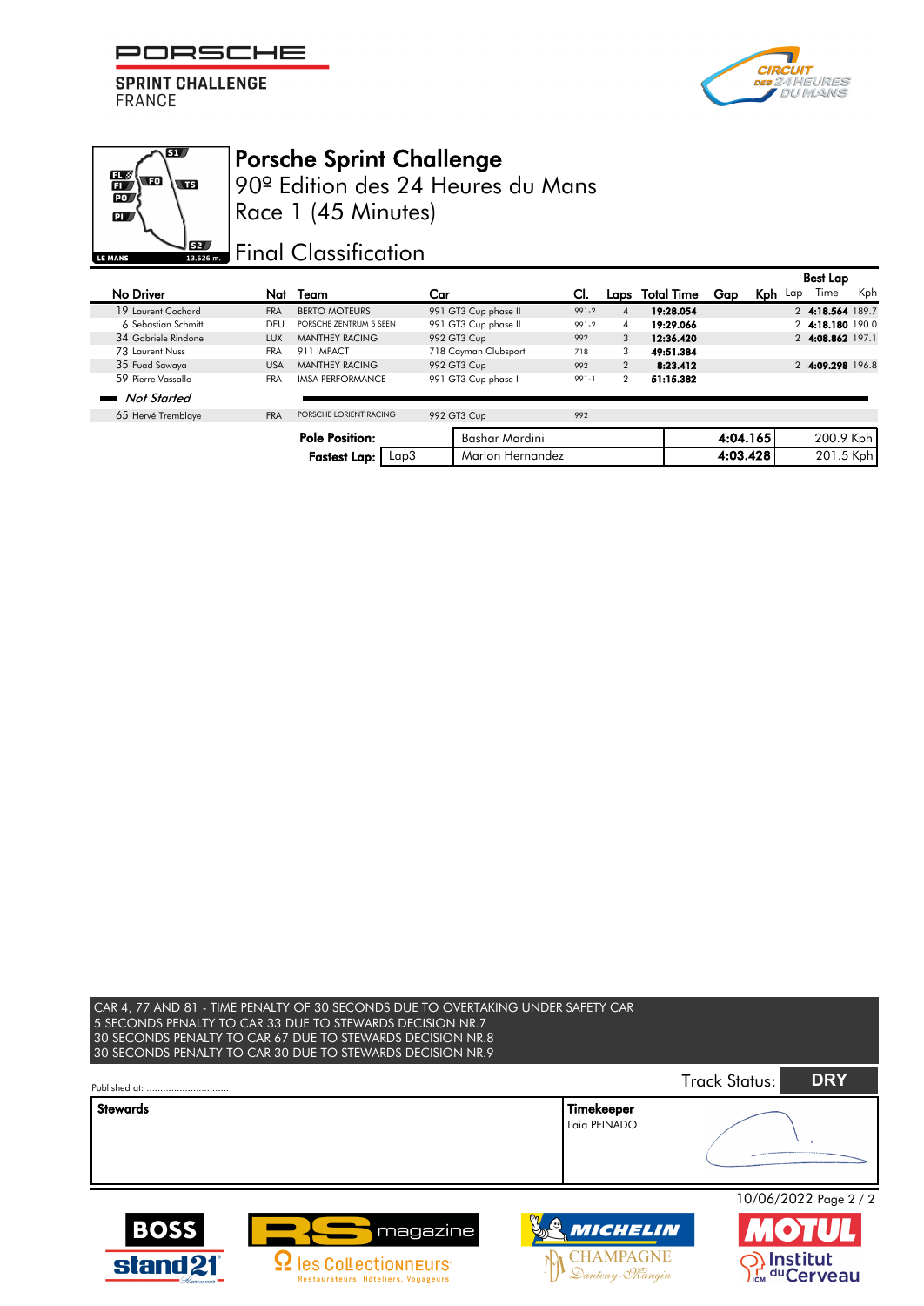PORSCHE

SPRINT CHALLENGE
FRANCE

# Porsche Sprint Challenge

## 90º Edition des 24 Heures du Mans

## Race 1 (45 Minutes)

## Final Classification

| No | Driver | Nat | Team | Car | Cl. | Laps | Total Time | Gap | Kph | Best Lap Lap | Best Lap Time | Best Lap Kph |
|---|---|---|---|---|---|---|---|---|---|---|---|---|
| 19 | Laurent Cochard | FRA | BERTO MOTEURS | 991 GT3 Cup phase II | 991-2 | 4 | **19:28.054** | | | 2 | **4:18.564** | 189.7 |
| 6 | Sebastian Schmitt | DEU | PORSCHE ZENTRUM 5 SEEN | 991 GT3 Cup phase II | 991-2 | 4 | **19:29.066** | | | 2 | **4:18.180** | 190.0 |
| 34 | Gabriele Rindone | LUX | MANTHEY RACING | 992 GT3 Cup | 992 | 3 | **12:36.420** | | | 2 | **4:08.862** | 197.1 |
| 73 | Laurent Nuss | FRA | 911 IMPACT | 718 Cayman Clubsport | 718 | 3 | **49:51.384** | | | | | |
| 35 | Fuad Sawaya | USA | MANTHEY RACING | 992 GT3 Cup | 992 | 2 | **8:23.412** | | | 2 | **4:09.298** | 196.8 |
| 59 | Pierre Vassallo | FRA | IMSA PERFORMANCE | 991 GT3 Cup phase I | 991-1 | 2 | **51:15.382** | | | | | |
| | *Not Started* | | | | | | | | | | | |
| 65 | Hervé Tremblaye | FRA | PORSCHE LORIENT RACING | 992 GT3 Cup | 992 | | | | | | | |

| | | | | |
|---|---|---|---|---|
| **Pole Position:** | | Bashar Mardini | **4:04.165** | 200.9 Kph |
| **Fastest Lap:** | Lap3 | Marlon Hernandez | **4:03.428** | 201.5 Kph |

CAR 4, 77 AND 81 - TIME PENALTY OF 30 SECONDS DUE TO OVERTAKING UNDER SAFETY CAR
5 SECONDS PENALTY TO CAR 33 DUE TO STEWARDS DECISION NR.7
30 SECONDS PENALTY TO CAR 67 DUE TO STEWARDS DECISION NR.8
30 SECONDS PENALTY TO CAR 30 DUE TO STEWARDS DECISION NR.9

Published at: ..............................

Track Status: **DRY**

**Stewards**

**Timekeeper**
Laia PEINADO

10/06/2022